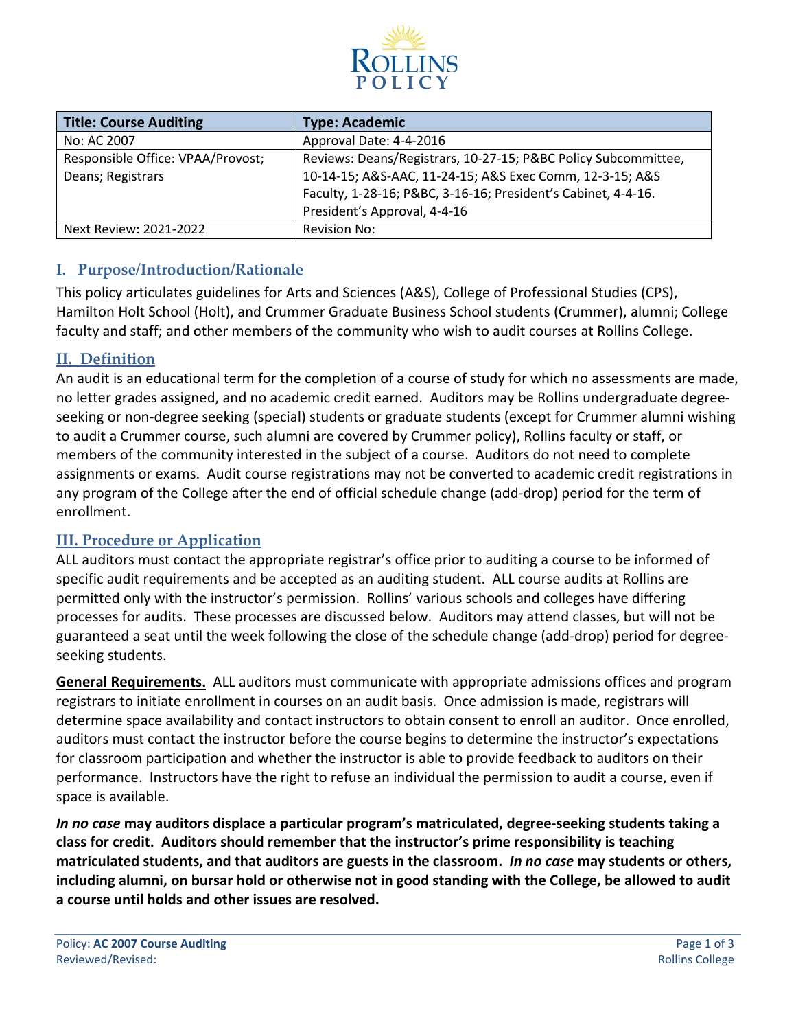ROLLINS POLICY

| Title: Course Auditing | Type: Academic |
| --- | --- |
| No: AC 2007 | Approval Date: 4-4-2016 |
| Responsible Office: VPAA/Provost; Deans; Registrars | Reviews: Deans/Registrars, 10-27-15; P&BC Policy Subcommittee, 10-14-15; A&S-AAC, 11-24-15; A&S Exec Comm, 12-3-15; A&S Faculty, 1-28-16; P&BC, 3-16-16; President's Cabinet, 4-4-16. President's Approval, 4-4-16 |
| Next Review: 2021-2022 | Revision No: |

## I. Purpose/Introduction/Rationale

This policy articulates guidelines for Arts and Sciences (A&S), College of Professional Studies (CPS), Hamilton Holt School (Holt), and Crummer Graduate Business School students (Crummer), alumni; College faculty and staff; and other members of the community who wish to audit courses at Rollins College.

## II. Definition

An audit is an educational term for the completion of a course of study for which no assessments are made, no letter grades assigned, and no academic credit earned. Auditors may be Rollins undergraduate degree-seeking or non-degree seeking (special) students or graduate students (except for Crummer alumni wishing to audit a Crummer course, such alumni are covered by Crummer policy), Rollins faculty or staff, or members of the community interested in the subject of a course. Auditors do not need to complete assignments or exams. Audit course registrations may not be converted to academic credit registrations in any program of the College after the end of official schedule change (add-drop) period for the term of enrollment.

## III. Procedure or Application

ALL auditors must contact the appropriate registrar's office prior to auditing a course to be informed of specific audit requirements and be accepted as an auditing student. ALL course audits at Rollins are permitted only with the instructor's permission. Rollins' various schools and colleges have differing processes for audits. These processes are discussed below. Auditors may attend classes, but will not be guaranteed a seat until the week following the close of the schedule change (add-drop) period for degree-seeking students.

**General Requirements.** ALL auditors must communicate with appropriate admissions offices and program registrars to initiate enrollment in courses on an audit basis. Once admission is made, registrars will determine space availability and contact instructors to obtain consent to enroll an auditor. Once enrolled, auditors must contact the instructor before the course begins to determine the instructor's expectations for classroom participation and whether the instructor is able to provide feedback to auditors on their performance. Instructors have the right to refuse an individual the permission to audit a course, even if space is available.

***In no case* may auditors displace a particular program's matriculated, degree-seeking students taking a class for credit. Auditors should remember that the instructor's prime responsibility is teaching matriculated students, and that auditors are guests in the classroom. *In no case* may students or others, including alumni, on bursar hold or otherwise not in good standing with the College, be allowed to audit a course until holds and other issues are resolved.**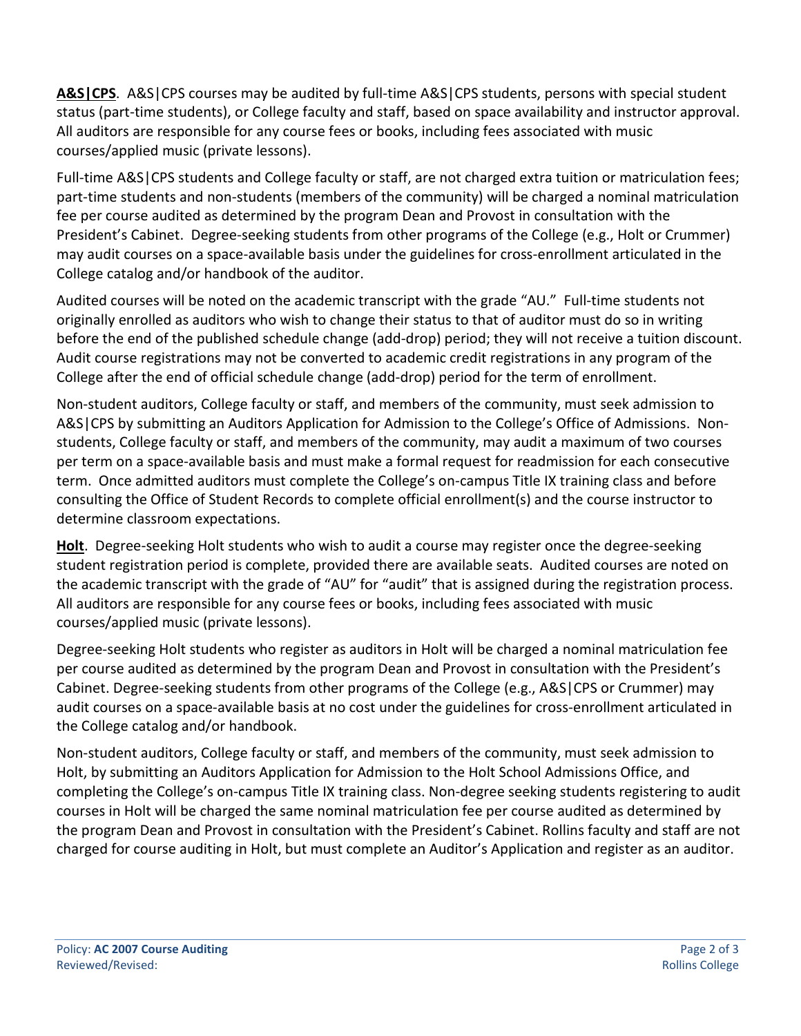**A&S|CPS**. A&S|CPS courses may be audited by full-time A&S|CPS students, persons with special student status (part-time students), or College faculty and staff, based on space availability and instructor approval. All auditors are responsible for any course fees or books, including fees associated with music courses/applied music (private lessons).

Full-time A&S|CPS students and College faculty or staff, are not charged extra tuition or matriculation fees; part-time students and non-students (members of the community) will be charged a nominal matriculation fee per course audited as determined by the program Dean and Provost in consultation with the President's Cabinet. Degree-seeking students from other programs of the College (e.g., Holt or Crummer) may audit courses on a space-available basis under the guidelines for cross-enrollment articulated in the College catalog and/or handbook of the auditor.

Audited courses will be noted on the academic transcript with the grade "AU." Full-time students not originally enrolled as auditors who wish to change their status to that of auditor must do so in writing before the end of the published schedule change (add-drop) period; they will not receive a tuition discount. Audit course registrations may not be converted to academic credit registrations in any program of the College after the end of official schedule change (add-drop) period for the term of enrollment.

Non-student auditors, College faculty or staff, and members of the community, must seek admission to A&S|CPS by submitting an Auditors Application for Admission to the College's Office of Admissions. Non-students, College faculty or staff, and members of the community, may audit a maximum of two courses per term on a space-available basis and must make a formal request for readmission for each consecutive term. Once admitted auditors must complete the College's on-campus Title IX training class and before consulting the Office of Student Records to complete official enrollment(s) and the course instructor to determine classroom expectations.

**Holt**. Degree-seeking Holt students who wish to audit a course may register once the degree-seeking student registration period is complete, provided there are available seats. Audited courses are noted on the academic transcript with the grade of "AU" for "audit" that is assigned during the registration process. All auditors are responsible for any course fees or books, including fees associated with music courses/applied music (private lessons).

Degree-seeking Holt students who register as auditors in Holt will be charged a nominal matriculation fee per course audited as determined by the program Dean and Provost in consultation with the President's Cabinet. Degree-seeking students from other programs of the College (e.g., A&S|CPS or Crummer) may audit courses on a space-available basis at no cost under the guidelines for cross-enrollment articulated in the College catalog and/or handbook.

Non-student auditors, College faculty or staff, and members of the community, must seek admission to Holt, by submitting an Auditors Application for Admission to the Holt School Admissions Office, and completing the College's on-campus Title IX training class. Non-degree seeking students registering to audit courses in Holt will be charged the same nominal matriculation fee per course audited as determined by the program Dean and Provost in consultation with the President's Cabinet. Rollins faculty and staff are not charged for course auditing in Holt, but must complete an Auditor's Application and register as an auditor.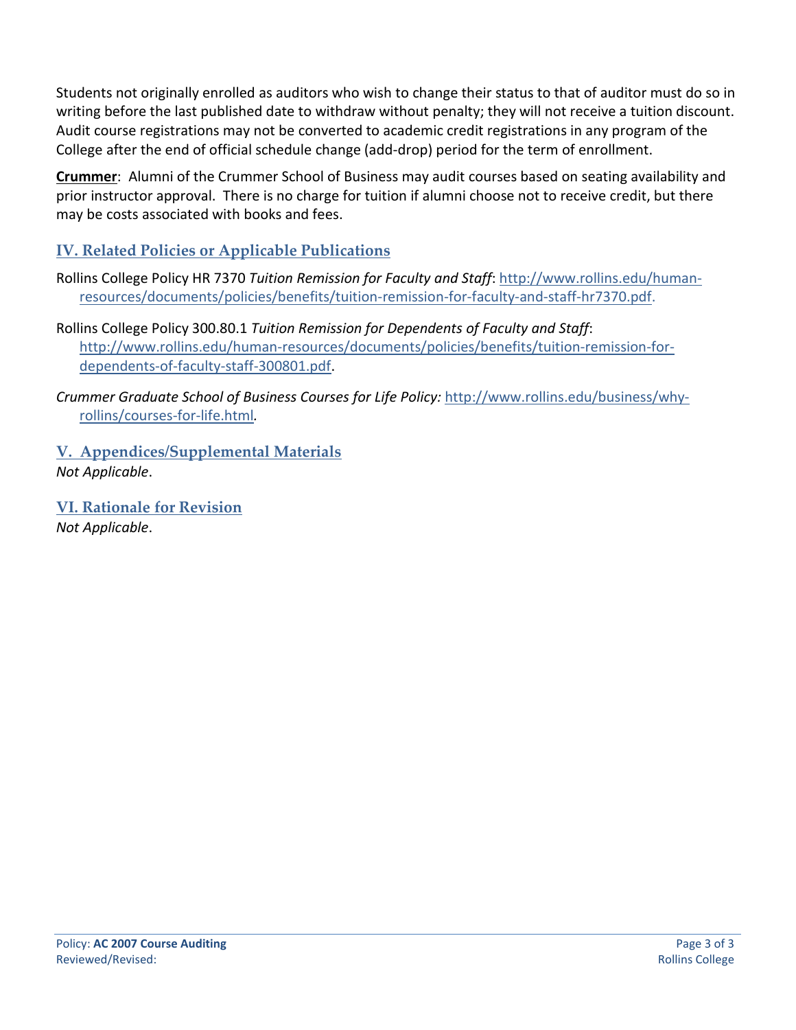Students not originally enrolled as auditors who wish to change their status to that of auditor must do so in writing before the last published date to withdraw without penalty; they will not receive a tuition discount. Audit course registrations may not be converted to academic credit registrations in any program of the College after the end of official schedule change (add-drop) period for the term of enrollment.

**Crummer**: Alumni of the Crummer School of Business may audit courses based on seating availability and prior instructor approval. There is no charge for tuition if alumni choose not to receive credit, but there may be costs associated with books and fees.

## IV. Related Policies or Applicable Publications

Rollins College Policy HR 7370 *Tuition Remission for Faculty and Staff*: http://www.rollins.edu/human-resources/documents/policies/benefits/tuition-remission-for-faculty-and-staff-hr7370.pdf.

Rollins College Policy 300.80.1 *Tuition Remission for Dependents of Faculty and Staff*: http://www.rollins.edu/human-resources/documents/policies/benefits/tuition-remission-for-dependents-of-faculty-staff-300801.pdf.

*Crummer Graduate School of Business Courses for Life Policy:* http://www.rollins.edu/business/why-rollins/courses-for-life.html.

## V. Appendices/Supplemental Materials

*Not Applicable*.

## VI. Rationale for Revision

*Not Applicable*.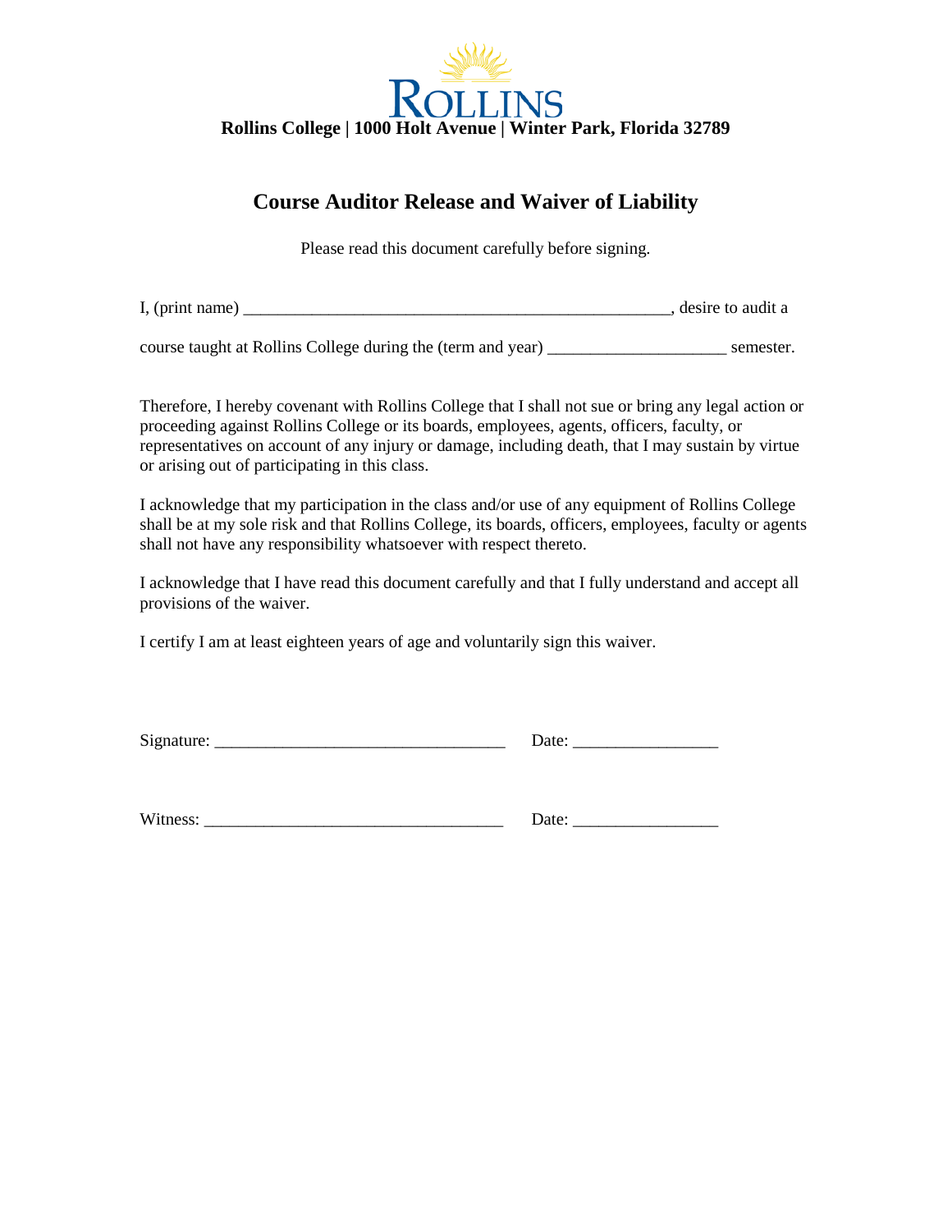ROLLINS

**Rollins College | 1000 Holt Avenue | Winter Park, Florida 32789**

## Course Auditor Release and Waiver of Liability

Please read this document carefully before signing.

I, (print name) ___________________________________________________, desire to audit a course taught at Rollins College during the (term and year) ____________________ semester.

Therefore, I hereby covenant with Rollins College that I shall not sue or bring any legal action or proceeding against Rollins College or its boards, employees, agents, officers, faculty, or representatives on account of any injury or damage, including death, that I may sustain by virtue or arising out of participating in this class.

I acknowledge that my participation in the class and/or use of any equipment of Rollins College shall be at my sole risk and that Rollins College, its boards, officers, employees, faculty or agents shall not have any responsibility whatsoever with respect thereto.

I acknowledge that I have read this document carefully and that I fully understand and accept all provisions of the waiver.

I certify I am at least eighteen years of age and voluntarily sign this waiver.

Signature: _________________________________ Date: ________________

Witness: __________________________________ Date: ________________